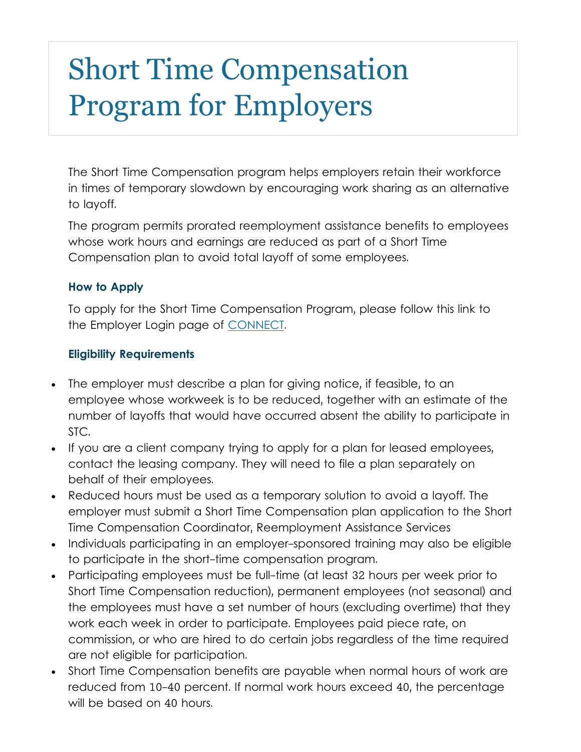# Short Time Compensation Program for Employers

The Short Time Compensation program helps employers retain their workforce in times of temporary slowdown by encouraging work sharing as an alternative to layoff.

The program permits prorated reemployment assistance benefits to employees whose work hours and earnings are reduced as part of a Short Time Compensation plan to avoid total layoff of some employees.

### How to Apply

To apply for the Short Time Compensation Program, please follow this link to the Employer Login page of CONNECT.

### Eligibility Requirements

- The employer must describe a plan for giving notice, if feasible, to an employee whose workweek is to be reduced, together with an estimate of the number of layoffs that would have occurred absent the ability to participate in STC.
- If you are a client company trying to apply for a plan for leased employees, contact the leasing company. They will need to file a plan separately on behalf of their employees.
- Reduced hours must be used as a temporary solution to avoid a layoff. The employer must submit a Short Time Compensation plan application to the Short Time Compensation Coordinator, Reemployment Assistance Services
- Individuals participating in an employer-sponsored training may also be eligible to participate in the short-time compensation program.
- Participating employees must be full-time (at least 32 hours per week prior to Short Time Compensation reduction), permanent employees (not seasonal) and the employees must have a set number of hours (excluding overtime) that they work each week in order to participate. Employees paid piece rate, on commission, or who are hired to do certain jobs regardless of the time required are not eligible for participation.
- Short Time Compensation benefits are payable when normal hours of work are reduced from 10-40 percent. If normal work hours exceed 40, the percentage will be based on 40 hours.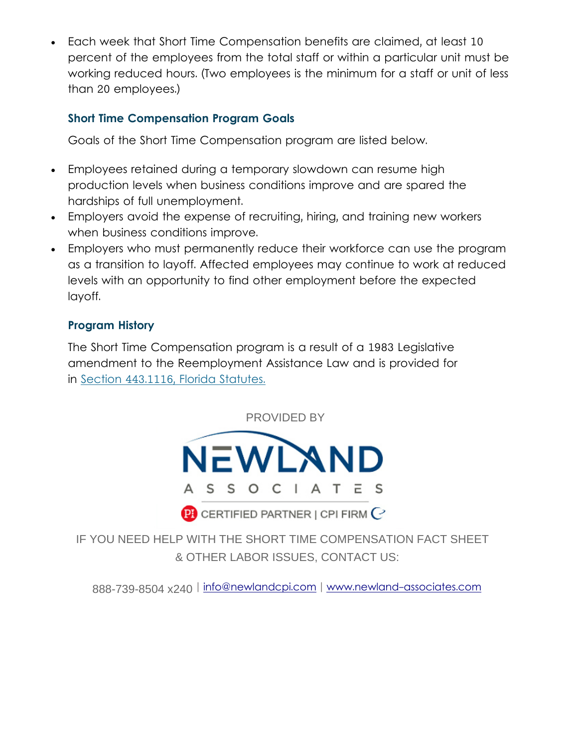- Each week that Short Time Compensation benefits are claimed, at least 10 percent of the employees from the total staff or within a particular unit must be working reduced hours. (Two employees is the minimum for a staff or unit of less than 20 employees.)

### Short Time Compensation Program Goals

Goals of the Short Time Compensation program are listed below.

- Employees retained during a temporary slowdown can resume high production levels when business conditions improve and are spared the hardships of full unemployment.
- Employers avoid the expense of recruiting, hiring, and training new workers when business conditions improve.
- Employers who must permanently reduce their workforce can use the program as a transition to layoff. Affected employees may continue to work at reduced levels with an opportunity to find other employment before the expected layoff.

### Program History

The Short Time Compensation program is a result of a 1983 Legislative amendment to the Reemployment Assistance Law and is provided for in [Section 443.1116, Florida Statutes.]

PROVIDED BY

NEWLAND ASSOCIATES

CERTIFIED PARTNER | CPI FIRM

IF YOU NEED HELP WITH THE SHORT TIME COMPENSATION FACT SHEET & OTHER LABOR ISSUES, CONTACT US:

888-739-8504 x240 | info@newlandcpi.com | www.newland-associates.com